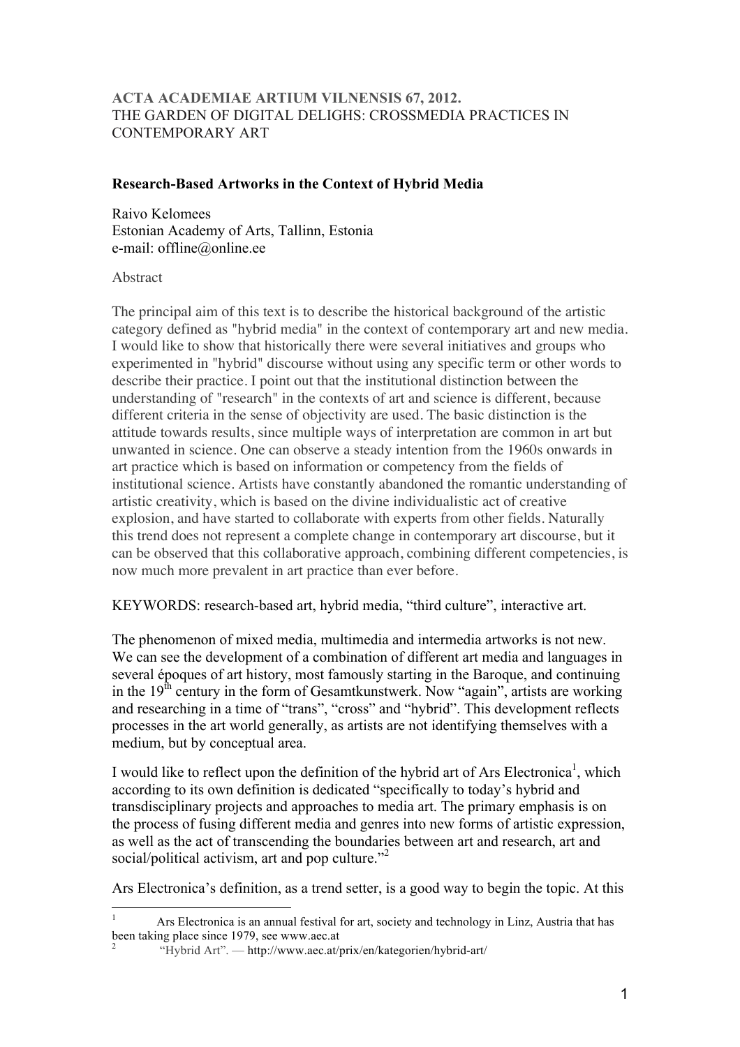**ACTA ACADEMIAE ARTIUM VILNENSIS 67, 2012.**
THE GARDEN OF DIGITAL DELIGHS: CROSSMEDIA PRACTICES IN CONTEMPORARY ART

# Research-Based Artworks in the Context of Hybrid Media

Raivo Kelomees
Estonian Academy of Arts, Tallinn, Estonia
e-mail: offline@online.ee

Abstract

The principal aim of this text is to describe the historical background of the artistic category defined as "hybrid media" in the context of contemporary art and new media. I would like to show that historically there were several initiatives and groups who experimented in "hybrid" discourse without using any specific term or other words to describe their practice. I point out that the institutional distinction between the understanding of "research" in the contexts of art and science is different, because different criteria in the sense of objectivity are used. The basic distinction is the attitude towards results, since multiple ways of interpretation are common in art but unwanted in science. One can observe a steady intention from the 1960s onwards in art practice which is based on information or competency from the fields of institutional science. Artists have constantly abandoned the romantic understanding of artistic creativity, which is based on the divine individualistic act of creative explosion, and have started to collaborate with experts from other fields. Naturally this trend does not represent a complete change in contemporary art discourse, but it can be observed that this collaborative approach, combining different competencies, is now much more prevalent in art practice than ever before.

KEYWORDS: research-based art, hybrid media, "third culture", interactive art.

The phenomenon of mixed media, multimedia and intermedia artworks is not new. We can see the development of a combination of different art media and languages in several époques of art history, most famously starting in the Baroque, and continuing in the 19th century in the form of Gesamtkunstwerk. Now "again", artists are working and researching in a time of "trans", "cross" and "hybrid". This development reflects processes in the art world generally, as artists are not identifying themselves with a medium, but by conceptual area.

I would like to reflect upon the definition of the hybrid art of Ars Electronica[1], which according to its own definition is dedicated "specifically to today's hybrid and transdisciplinary projects and approaches to media art. The primary emphasis is on the process of fusing different media and genres into new forms of artistic expression, as well as the act of transcending the boundaries between art and research, art and social/political activism, art and pop culture."[2]

Ars Electronica's definition, as a trend setter, is a good way to begin the topic. At this

[1] Ars Electronica is an annual festival for art, society and technology in Linz, Austria that has been taking place since 1979, see www.aec.at

[2] "Hybrid Art". — http://www.aec.at/prix/en/kategorien/hybrid-art/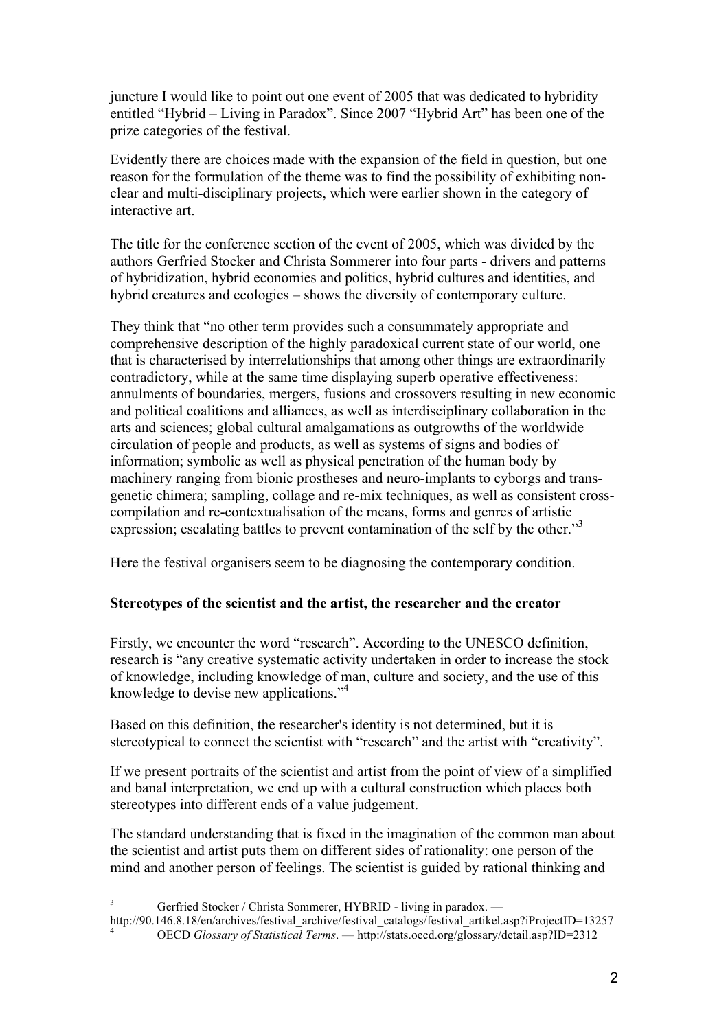juncture I would like to point out one event of 2005 that was dedicated to hybridity entitled "Hybrid – Living in Paradox". Since 2007 "Hybrid Art" has been one of the prize categories of the festival.

Evidently there are choices made with the expansion of the field in question, but one reason for the formulation of the theme was to find the possibility of exhibiting non-clear and multi-disciplinary projects, which were earlier shown in the category of interactive art.

The title for the conference section of the event of 2005, which was divided by the authors Gerfried Stocker and Christa Sommerer into four parts - drivers and patterns of hybridization, hybrid economies and politics, hybrid cultures and identities, and hybrid creatures and ecologies – shows the diversity of contemporary culture.

They think that "no other term provides such a consummately appropriate and comprehensive description of the highly paradoxical current state of our world, one that is characterised by interrelationships that among other things are extraordinarily contradictory, while at the same time displaying superb operative effectiveness: annulments of boundaries, mergers, fusions and crossovers resulting in new economic and political coalitions and alliances, as well as interdisciplinary collaboration in the arts and sciences; global cultural amalgamations as outgrowths of the worldwide circulation of people and products, as well as systems of signs and bodies of information; symbolic as well as physical penetration of the human body by machinery ranging from bionic prostheses and neuro-implants to cyborgs and trans-genetic chimera; sampling, collage and re-mix techniques, as well as consistent cross-compilation and re-contextualisation of the means, forms and genres of artistic expression; escalating battles to prevent contamination of the self by the other."[3]

Here the festival organisers seem to be diagnosing the contemporary condition.

**Stereotypes of the scientist and the artist, the researcher and the creator**

Firstly, we encounter the word "research". According to the UNESCO definition, research is "any creative systematic activity undertaken in order to increase the stock of knowledge, including knowledge of man, culture and society, and the use of this knowledge to devise new applications."[4]

Based on this definition, the researcher's identity is not determined, but it is stereotypical to connect the scientist with "research" and the artist with "creativity".

If we present portraits of the scientist and artist from the point of view of a simplified and banal interpretation, we end up with a cultural construction which places both stereotypes into different ends of a value judgement.

The standard understanding that is fixed in the imagination of the common man about the scientist and artist puts them on different sides of rationality: one person of the mind and another person of feelings. The scientist is guided by rational thinking and

[3] Gerfried Stocker / Christa Sommerer, HYBRID - living in paradox. — http://90.146.8.18/en/archives/festival_archive/festival_catalogs/festival_artikel.asp?iProjectID=13257

[4] OECD *Glossary of Statistical Terms*. — http://stats.oecd.org/glossary/detail.asp?ID=2312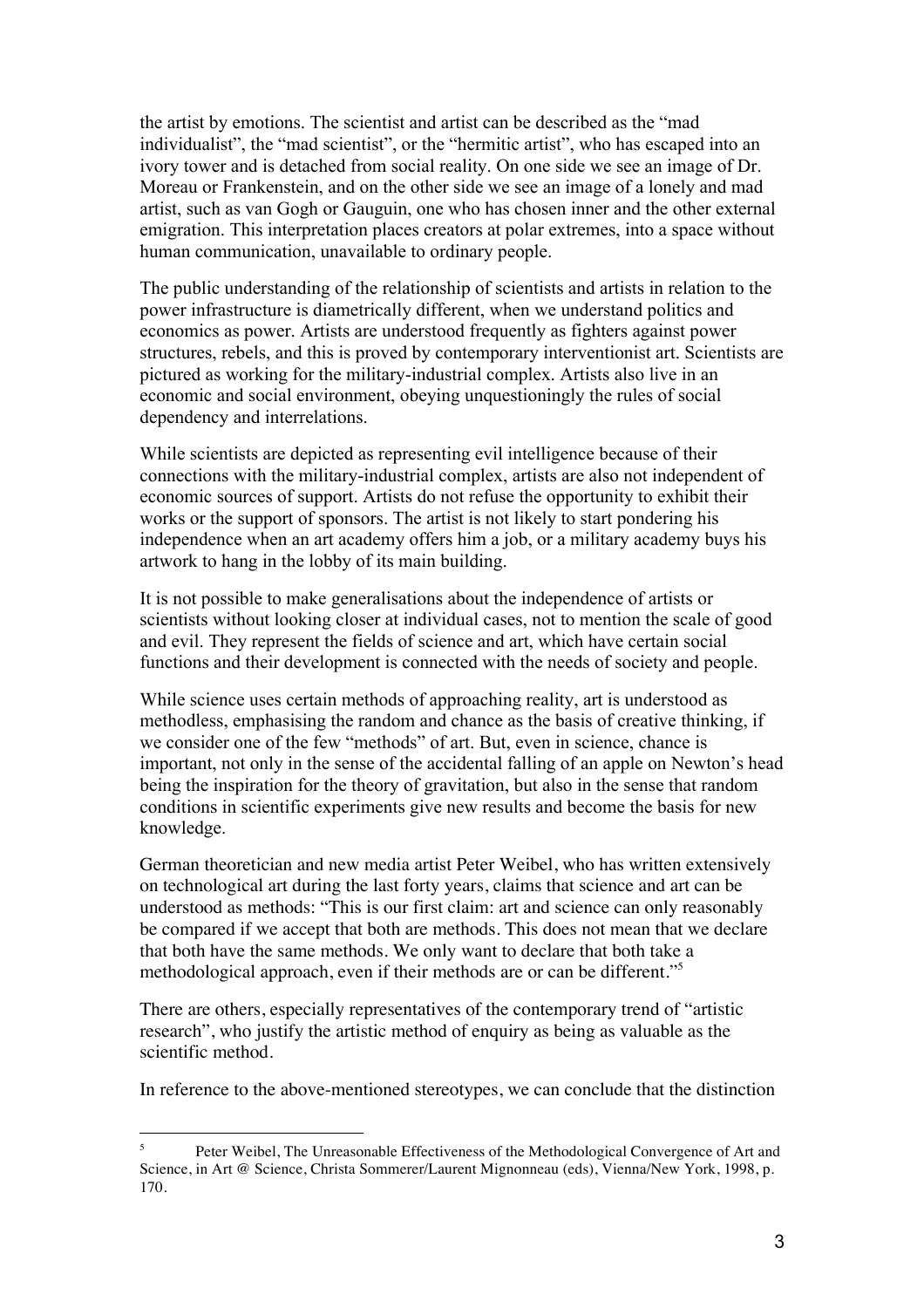the artist by emotions. The scientist and artist can be described as the "mad individualist", the "mad scientist", or the "hermitic artist", who has escaped into an ivory tower and is detached from social reality. On one side we see an image of Dr. Moreau or Frankenstein, and on the other side we see an image of a lonely and mad artist, such as van Gogh or Gauguin, one who has chosen inner and the other external emigration. This interpretation places creators at polar extremes, into a space without human communication, unavailable to ordinary people.

The public understanding of the relationship of scientists and artists in relation to the power infrastructure is diametrically different, when we understand politics and economics as power. Artists are understood frequently as fighters against power structures, rebels, and this is proved by contemporary interventionist art. Scientists are pictured as working for the military-industrial complex. Artists also live in an economic and social environment, obeying unquestioningly the rules of social dependency and interrelations.

While scientists are depicted as representing evil intelligence because of their connections with the military-industrial complex, artists are also not independent of economic sources of support. Artists do not refuse the opportunity to exhibit their works or the support of sponsors. The artist is not likely to start pondering his independence when an art academy offers him a job, or a military academy buys his artwork to hang in the lobby of its main building.

It is not possible to make generalisations about the independence of artists or scientists without looking closer at individual cases, not to mention the scale of good and evil. They represent the fields of science and art, which have certain social functions and their development is connected with the needs of society and people.

While science uses certain methods of approaching reality, art is understood as methodless, emphasising the random and chance as the basis of creative thinking, if we consider one of the few "methods" of art. But, even in science, chance is important, not only in the sense of the accidental falling of an apple on Newton's head being the inspiration for the theory of gravitation, but also in the sense that random conditions in scientific experiments give new results and become the basis for new knowledge.

German theoretician and new media artist Peter Weibel, who has written extensively on technological art during the last forty years, claims that science and art can be understood as methods: "This is our first claim: art and science can only reasonably be compared if we accept that both are methods. This does not mean that we declare that both have the same methods. We only want to declare that both take a methodological approach, even if their methods are or can be different."[5]

There are others, especially representatives of the contemporary trend of "artistic research", who justify the artistic method of enquiry as being as valuable as the scientific method.

In reference to the above-mentioned stereotypes, we can conclude that the distinction

---

[5] Peter Weibel, The Unreasonable Effectiveness of the Methodological Convergence of Art and Science, in Art @ Science, Christa Sommerer/Laurent Mignonneau (eds), Vienna/New York, 1998, p. 170.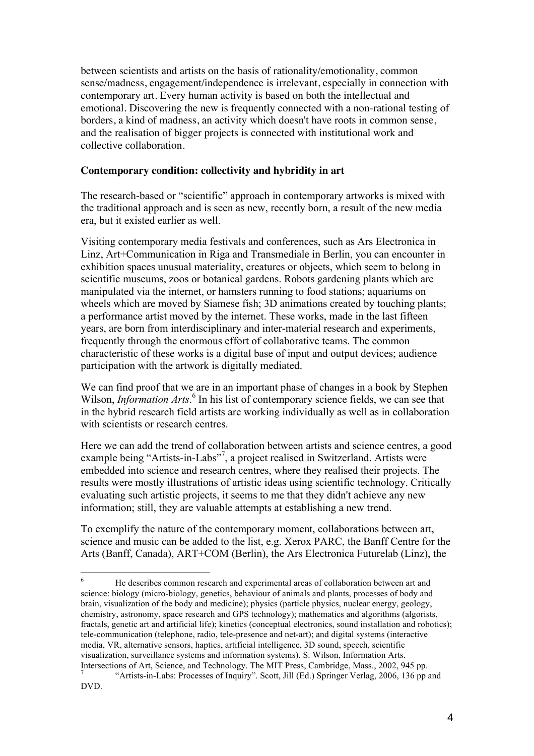between scientists and artists on the basis of rationality/emotionality, common sense/madness, engagement/independence is irrelevant, especially in connection with contemporary art. Every human activity is based on both the intellectual and emotional. Discovering the new is frequently connected with a non-rational testing of borders, a kind of madness, an activity which doesn't have roots in common sense, and the realisation of bigger projects is connected with institutional work and collective collaboration.

### Contemporary condition: collectivity and hybridity in art

The research-based or "scientific" approach in contemporary artworks is mixed with the traditional approach and is seen as new, recently born, a result of the new media era, but it existed earlier as well.

Visiting contemporary media festivals and conferences, such as Ars Electronica in Linz, Art+Communication in Riga and Transmediale in Berlin, you can encounter in exhibition spaces unusual materiality, creatures or objects, which seem to belong in scientific museums, zoos or botanical gardens. Robots gardening plants which are manipulated via the internet, or hamsters running to food stations; aquariums on wheels which are moved by Siamese fish; 3D animations created by touching plants; a performance artist moved by the internet. These works, made in the last fifteen years, are born from interdisciplinary and inter-material research and experiments, frequently through the enormous effort of collaborative teams. The common characteristic of these works is a digital base of input and output devices; audience participation with the artwork is digitally mediated.

We can find proof that we are in an important phase of changes in a book by Stephen Wilson, *Information Arts*.[6] In his list of contemporary science fields, we can see that in the hybrid research field artists are working individually as well as in collaboration with scientists or research centres.

Here we can add the trend of collaboration between artists and science centres, a good example being "Artists-in-Labs"[7], a project realised in Switzerland. Artists were embedded into science and research centres, where they realised their projects. The results were mostly illustrations of artistic ideas using scientific technology. Critically evaluating such artistic projects, it seems to me that they didn't achieve any new information; still, they are valuable attempts at establishing a new trend.

To exemplify the nature of the contemporary moment, collaborations between art, science and music can be added to the list, e.g. Xerox PARC, the Banff Centre for the Arts (Banff, Canada), ART+COM (Berlin), the Ars Electronica Futurelab (Linz), the

---

[6] He describes common research and experimental areas of collaboration between art and science: biology (micro-biology, genetics, behaviour of animals and plants, processes of body and brain, visualization of the body and medicine); physics (particle physics, nuclear energy, geology, chemistry, astronomy, space research and GPS technology); mathematics and algorithms (algorists, fractals, genetic art and artificial life); kinetics (conceptual electronics, sound installation and robotics); tele-communication (telephone, radio, tele-presence and net-art); and digital systems (interactive media, VR, alternative sensors, haptics, artificial intelligence, 3D sound, speech, scientific visualization, surveillance systems and information systems). S. Wilson, Information Arts. Intersections of Art, Science, and Technology. The MIT Press, Cambridge, Mass., 2002, 945 pp.

[7] "Artists-in-Labs: Processes of Inquiry". Scott, Jill (Ed.) Springer Verlag, 2006, 136 pp and DVD.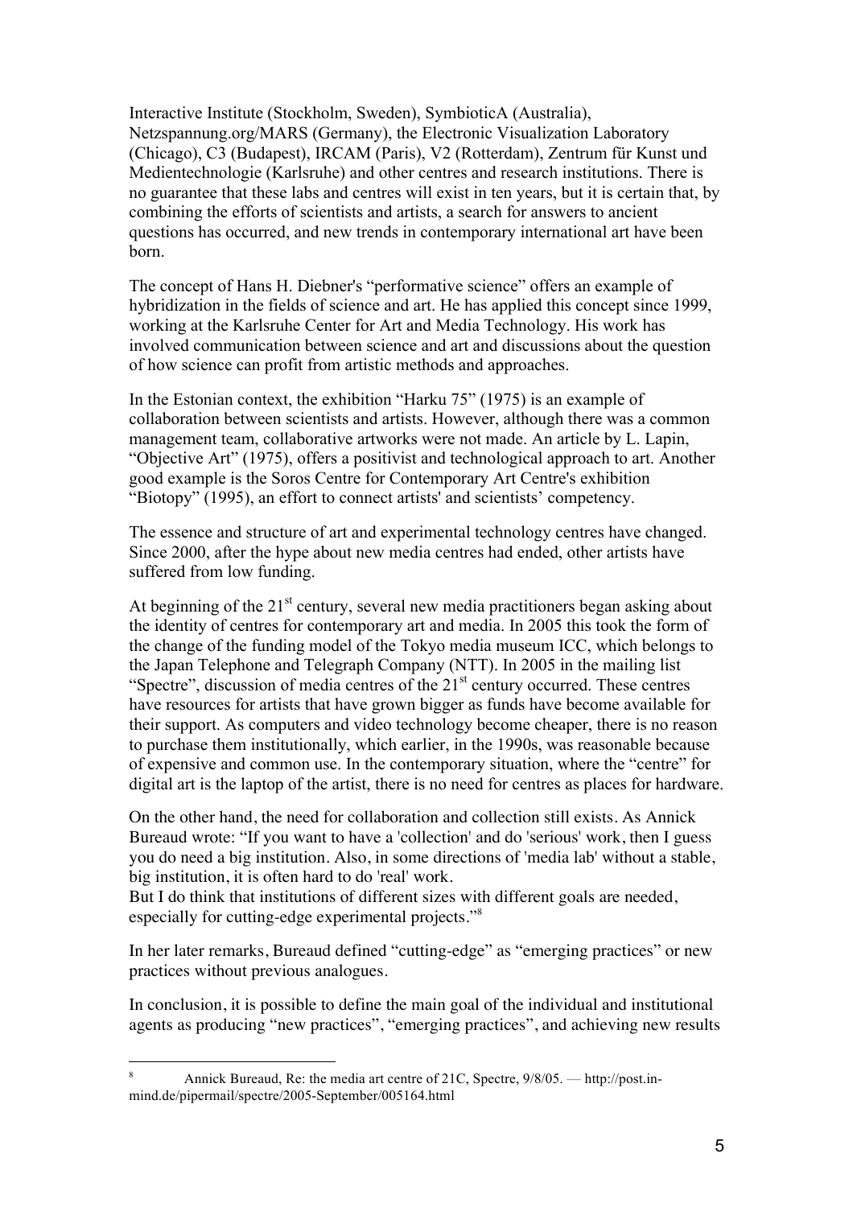Interactive Institute (Stockholm, Sweden), SymbioticA (Australia), Netzspannung.org/MARS (Germany), the Electronic Visualization Laboratory (Chicago), C3 (Budapest), IRCAM (Paris), V2 (Rotterdam), Zentrum für Kunst und Medientechnologie (Karlsruhe) and other centres and research institutions. There is no guarantee that these labs and centres will exist in ten years, but it is certain that, by combining the efforts of scientists and artists, a search for answers to ancient questions has occurred, and new trends in contemporary international art have been born.

The concept of Hans H. Diebner's "performative science" offers an example of hybridization in the fields of science and art. He has applied this concept since 1999, working at the Karlsruhe Center for Art and Media Technology. His work has involved communication between science and art and discussions about the question of how science can profit from artistic methods and approaches.

In the Estonian context, the exhibition "Harku 75" (1975) is an example of collaboration between scientists and artists. However, although there was a common management team, collaborative artworks were not made. An article by L. Lapin, "Objective Art" (1975), offers a positivist and technological approach to art. Another good example is the Soros Centre for Contemporary Art Centre's exhibition "Biotopy" (1995), an effort to connect artists' and scientists' competency.

The essence and structure of art and experimental technology centres have changed. Since 2000, after the hype about new media centres had ended, other artists have suffered from low funding.

At beginning of the 21st century, several new media practitioners began asking about the identity of centres for contemporary art and media. In 2005 this took the form of the change of the funding model of the Tokyo media museum ICC, which belongs to the Japan Telephone and Telegraph Company (NTT). In 2005 in the mailing list "Spectre", discussion of media centres of the 21st century occurred. These centres have resources for artists that have grown bigger as funds have become available for their support. As computers and video technology become cheaper, there is no reason to purchase them institutionally, which earlier, in the 1990s, was reasonable because of expensive and common use. In the contemporary situation, where the "centre" for digital art is the laptop of the artist, there is no need for centres as places for hardware.

On the other hand, the need for collaboration and collection still exists. As Annick Bureaud wrote: "If you want to have a 'collection' and do 'serious' work, then I guess you do need a big institution. Also, in some directions of 'media lab' without a stable, big institution, it is often hard to do 'real' work.
But I do think that institutions of different sizes with different goals are needed, especially for cutting-edge experimental projects."[8]

In her later remarks, Bureaud defined "cutting-edge" as "emerging practices" or new practices without previous analogues.

In conclusion, it is possible to define the main goal of the individual and institutional agents as producing "new practices", "emerging practices", and achieving new results

---

[8] Annick Bureaud, Re: the media art centre of 21C, Spectre, 9/8/05. — http://post.in-mind.de/pipermail/spectre/2005-September/005164.html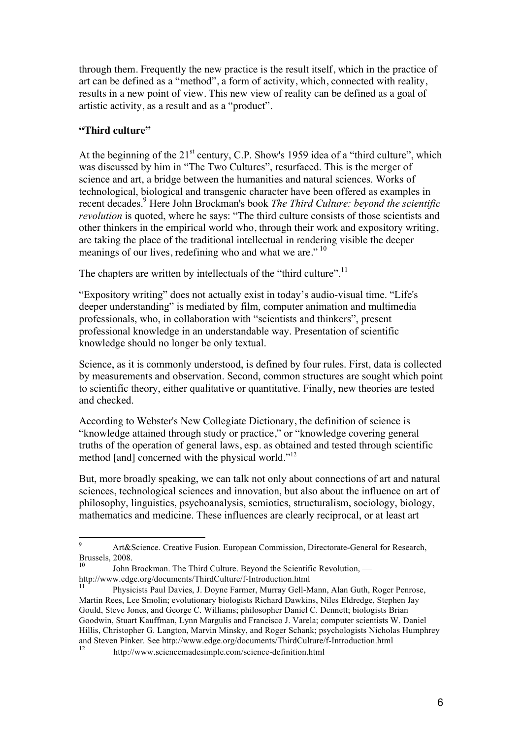through them. Frequently the new practice is the result itself, which in the practice of art can be defined as a "method", a form of activity, which, connected with reality, results in a new point of view. This new view of reality can be defined as a goal of artistic activity, as a result and as a "product".

**"Third culture"**

At the beginning of the 21st century, C.P. Show's 1959 idea of a "third culture", which was discussed by him in "The Two Cultures", resurfaced. This is the merger of science and art, a bridge between the humanities and natural sciences. Works of technological, biological and transgenic character have been offered as examples in recent decades.[9] Here John Brockman's book *The Third Culture: beyond the scientific revolution* is quoted, where he says: "The third culture consists of those scientists and other thinkers in the empirical world who, through their work and expository writing, are taking the place of the traditional intellectual in rendering visible the deeper meanings of our lives, redefining who and what we are."[10]

The chapters are written by intellectuals of the "third culture".[11]

"Expository writing" does not actually exist in today's audio-visual time. "Life's deeper understanding" is mediated by film, computer animation and multimedia professionals, who, in collaboration with "scientists and thinkers", present professional knowledge in an understandable way. Presentation of scientific knowledge should no longer be only textual.

Science, as it is commonly understood, is defined by four rules. First, data is collected by measurements and observation. Second, common structures are sought which point to scientific theory, either qualitative or quantitative. Finally, new theories are tested and checked.

According to Webster's New Collegiate Dictionary, the definition of science is "knowledge attained through study or practice," or "knowledge covering general truths of the operation of general laws, esp. as obtained and tested through scientific method [and] concerned with the physical world."[12]

But, more broadly speaking, we can talk not only about connections of art and natural sciences, technological sciences and innovation, but also about the influence on art of philosophy, linguistics, psychoanalysis, semiotics, structuralism, sociology, biology, mathematics and medicine. These influences are clearly reciprocal, or at least art

---

[9] Art&Science. Creative Fusion. European Commission, Directorate-General for Research, Brussels, 2008.

[10] John Brockman. The Third Culture. Beyond the Scientific Revolution, — http://www.edge.org/documents/ThirdCulture/f-Introduction.html

[11] Physicists Paul Davies, J. Doyne Farmer, Murray Gell-Mann, Alan Guth, Roger Penrose, Martin Rees, Lee Smolin; evolutionary biologists Richard Dawkins, Niles Eldredge, Stephen Jay Gould, Steve Jones, and George C. Williams; philosopher Daniel C. Dennett; biologists Brian Goodwin, Stuart Kauffman, Lynn Margulis and Francisco J. Varela; computer scientists W. Daniel Hillis, Christopher G. Langton, Marvin Minsky, and Roger Schank; psychologists Nicholas Humphrey and Steven Pinker. See http://www.edge.org/documents/ThirdCulture/f-Introduction.html

[12] http://www.sciencemadesimple.com/science-definition.html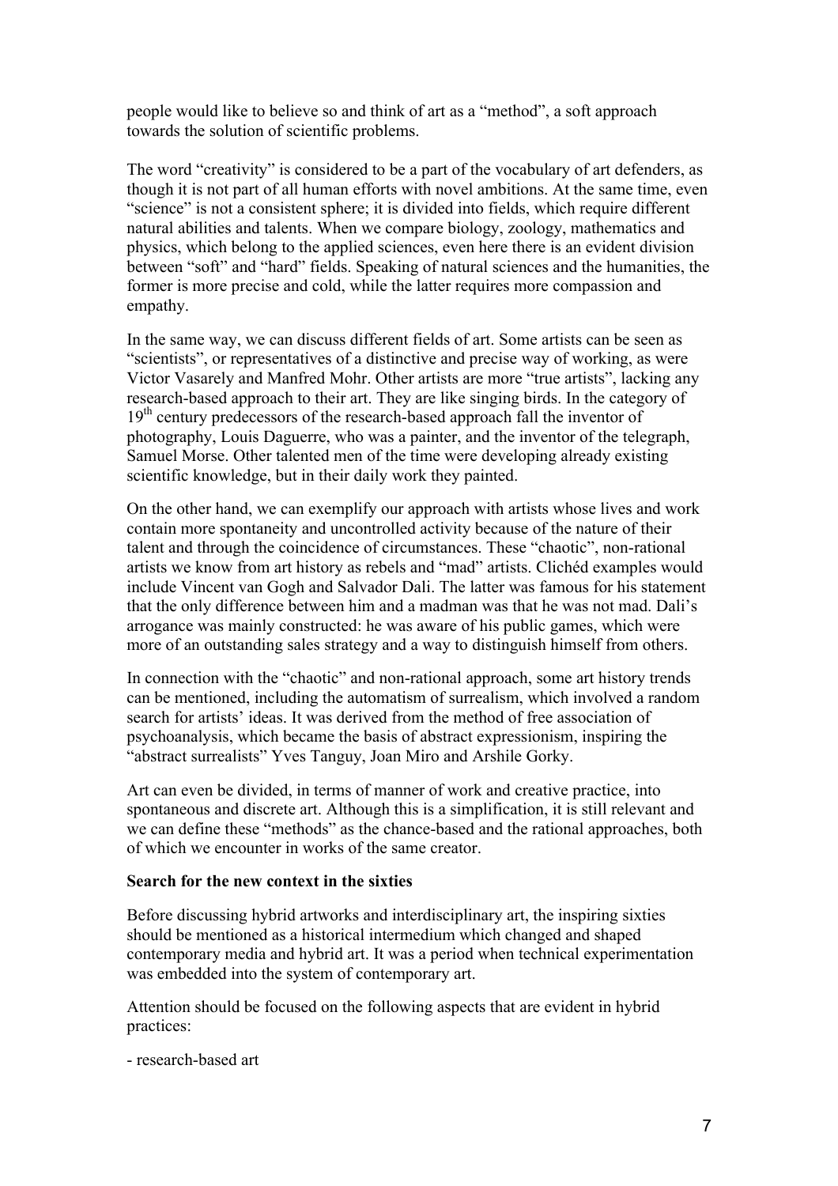people would like to believe so and think of art as a "method", a soft approach towards the solution of scientific problems.

The word "creativity" is considered to be a part of the vocabulary of art defenders, as though it is not part of all human efforts with novel ambitions. At the same time, even "science" is not a consistent sphere; it is divided into fields, which require different natural abilities and talents. When we compare biology, zoology, mathematics and physics, which belong to the applied sciences, even here there is an evident division between "soft" and "hard" fields. Speaking of natural sciences and the humanities, the former is more precise and cold, while the latter requires more compassion and empathy.

In the same way, we can discuss different fields of art. Some artists can be seen as "scientists", or representatives of a distinctive and precise way of working, as were Victor Vasarely and Manfred Mohr. Other artists are more "true artists", lacking any research-based approach to their art. They are like singing birds. In the category of 19th century predecessors of the research-based approach fall the inventor of photography, Louis Daguerre, who was a painter, and the inventor of the telegraph, Samuel Morse. Other talented men of the time were developing already existing scientific knowledge, but in their daily work they painted.

On the other hand, we can exemplify our approach with artists whose lives and work contain more spontaneity and uncontrolled activity because of the nature of their talent and through the coincidence of circumstances. These "chaotic", non-rational artists we know from art history as rebels and "mad" artists. Clichéd examples would include Vincent van Gogh and Salvador Dali. The latter was famous for his statement that the only difference between him and a madman was that he was not mad. Dali's arrogance was mainly constructed: he was aware of his public games, which were more of an outstanding sales strategy and a way to distinguish himself from others.

In connection with the "chaotic" and non-rational approach, some art history trends can be mentioned, including the automatism of surrealism, which involved a random search for artists' ideas. It was derived from the method of free association of psychoanalysis, which became the basis of abstract expressionism, inspiring the "abstract surrealists" Yves Tanguy, Joan Miro and Arshile Gorky.

Art can even be divided, in terms of manner of work and creative practice, into spontaneous and discrete art. Although this is a simplification, it is still relevant and we can define these "methods" as the chance-based and the rational approaches, both of which we encounter in works of the same creator.

**Search for the new context in the sixties**

Before discussing hybrid artworks and interdisciplinary art, the inspiring sixties should be mentioned as a historical intermedium which changed and shaped contemporary media and hybrid art. It was a period when technical experimentation was embedded into the system of contemporary art.

Attention should be focused on the following aspects that are evident in hybrid practices:

- research-based art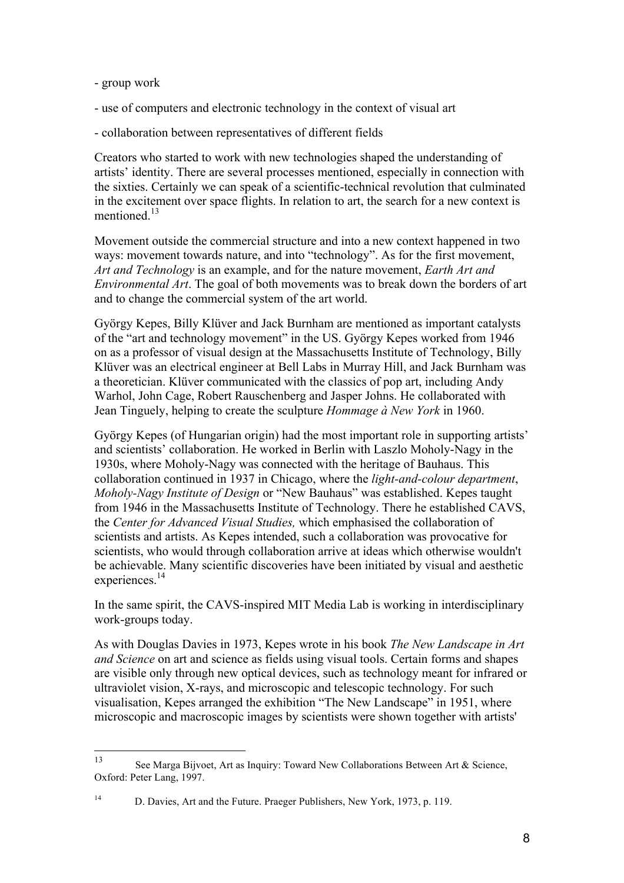- group work

- use of computers and electronic technology in the context of visual art

- collaboration between representatives of different fields

Creators who started to work with new technologies shaped the understanding of artists' identity. There are several processes mentioned, especially in connection with the sixties. Certainly we can speak of a scientific-technical revolution that culminated in the excitement over space flights. In relation to art, the search for a new context is mentioned.[13]

Movement outside the commercial structure and into a new context happened in two ways: movement towards nature, and into "technology". As for the first movement, *Art and Technology* is an example, and for the nature movement, *Earth Art and Environmental Art*. The goal of both movements was to break down the borders of art and to change the commercial system of the art world.

György Kepes, Billy Klüver and Jack Burnham are mentioned as important catalysts of the "art and technology movement" in the US. György Kepes worked from 1946 on as a professor of visual design at the Massachusetts Institute of Technology, Billy Klüver was an electrical engineer at Bell Labs in Murray Hill, and Jack Burnham was a theoretician. Klüver communicated with the classics of pop art, including Andy Warhol, John Cage, Robert Rauschenberg and Jasper Johns. He collaborated with Jean Tinguely, helping to create the sculpture *Hommage à New York* in 1960.

György Kepes (of Hungarian origin) had the most important role in supporting artists' and scientists' collaboration. He worked in Berlin with Laszlo Moholy-Nagy in the 1930s, where Moholy-Nagy was connected with the heritage of Bauhaus. This collaboration continued in 1937 in Chicago, where the *light-and-colour department*, *Moholy-Nagy Institute of Design* or "New Bauhaus" was established. Kepes taught from 1946 in the Massachusetts Institute of Technology. There he established CAVS, the *Center for Advanced Visual Studies,* which emphasised the collaboration of scientists and artists. As Kepes intended, such a collaboration was provocative for scientists, who would through collaboration arrive at ideas which otherwise wouldn't be achievable. Many scientific discoveries have been initiated by visual and aesthetic experiences.[14]

In the same spirit, the CAVS-inspired MIT Media Lab is working in interdisciplinary work-groups today.

As with Douglas Davies in 1973, Kepes wrote in his book *The New Landscape in Art and Science* on art and science as fields using visual tools. Certain forms and shapes are visible only through new optical devices, such as technology meant for infrared or ultraviolet vision, X-rays, and microscopic and telescopic technology. For such visualisation, Kepes arranged the exhibition "The New Landscape" in 1951, where microscopic and macroscopic images by scientists were shown together with artists'

---

[13] See Marga Bijvoet, Art as Inquiry: Toward New Collaborations Between Art & Science, Oxford: Peter Lang, 1997.

[14] D. Davies, Art and the Future. Praeger Publishers, New York, 1973, p. 119.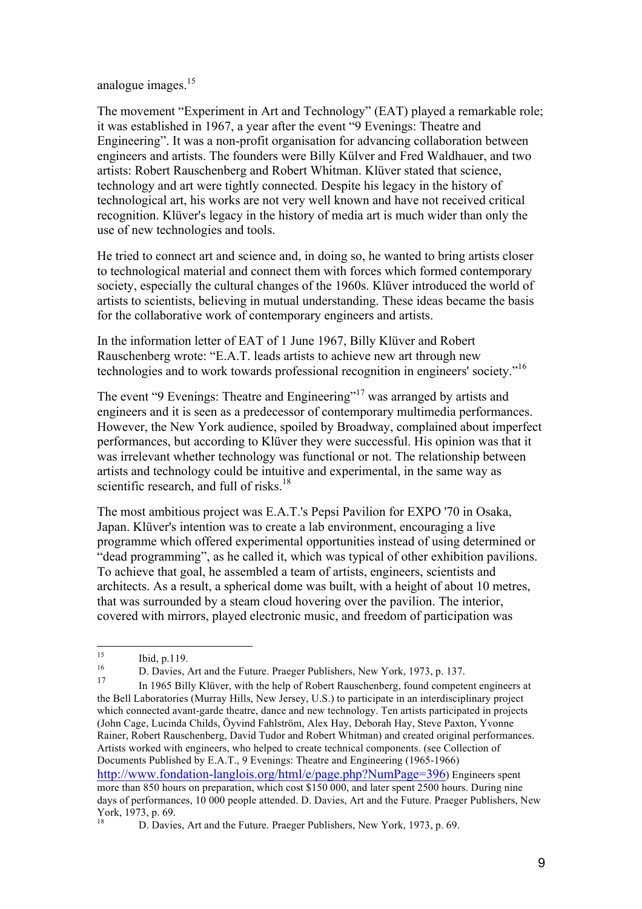analogue images.[15]

The movement "Experiment in Art and Technology" (EAT) played a remarkable role; it was established in 1967, a year after the event "9 Evenings: Theatre and Engineering". It was a non-profit organisation for advancing collaboration between engineers and artists. The founders were Billy Külver and Fred Waldhauer, and two artists: Robert Rauschenberg and Robert Whitman. Klüver stated that science, technology and art were tightly connected. Despite his legacy in the history of technological art, his works are not very well known and have not received critical recognition. Klüver's legacy in the history of media art is much wider than only the use of new technologies and tools.

He tried to connect art and science and, in doing so, he wanted to bring artists closer to technological material and connect them with forces which formed contemporary society, especially the cultural changes of the 1960s. Klüver introduced the world of artists to scientists, believing in mutual understanding. These ideas became the basis for the collaborative work of contemporary engineers and artists.

In the information letter of EAT of 1 June 1967, Billy Klüver and Robert Rauschenberg wrote: "E.A.T. leads artists to achieve new art through new technologies and to work towards professional recognition in engineers' society."[16]

The event "9 Evenings: Theatre and Engineering"[17] was arranged by artists and engineers and it is seen as a predecessor of contemporary multimedia performances. However, the New York audience, spoiled by Broadway, complained about imperfect performances, but according to Klüver they were successful. His opinion was that it was irrelevant whether technology was functional or not. The relationship between artists and technology could be intuitive and experimental, in the same way as scientific research, and full of risks.[18]

The most ambitious project was E.A.T.'s Pepsi Pavilion for EXPO '70 in Osaka, Japan. Klüver's intention was to create a lab environment, encouraging a live programme which offered experimental opportunities instead of using determined or "dead programming", as he called it, which was typical of other exhibition pavilions. To achieve that goal, he assembled a team of artists, engineers, scientists and architects. As a result, a spherical dome was built, with a height of about 10 metres, that was surrounded by a steam cloud hovering over the pavilion. The interior, covered with mirrors, played electronic music, and freedom of participation was

---

[15] Ibid, p.119.

[16] D. Davies, Art and the Future. Praeger Publishers, New York, 1973, p. 137.

[17] In 1965 Billy Klüver, with the help of Robert Rauschenberg, found competent engineers at the Bell Laboratories (Murray Hills, New Jersey, U.S.) to participate in an interdisciplinary project which connected avant-garde theatre, dance and new technology. Ten artists participated in projects (John Cage, Lucinda Childs, Öyvind Fahlström, Alex Hay, Deborah Hay, Steve Paxton, Yvonne Rainer, Robert Rauschenberg, David Tudor and Robert Whitman) and created original performances. Artists worked with engineers, who helped to create technical components. (see Collection of Documents Published by E.A.T., 9 Evenings: Theatre and Engineering (1965-1966) http://www.fondation-langlois.org/html/e/page.php?NumPage=396) Engineers spent more than 850 hours on preparation, which cost $150 000, and later spent 2500 hours. During nine days of performances, 10 000 people attended. D. Davies, Art and the Future. Praeger Publishers, New York, 1973, p. 69.

[18] D. Davies, Art and the Future. Praeger Publishers, New York, 1973, p. 69.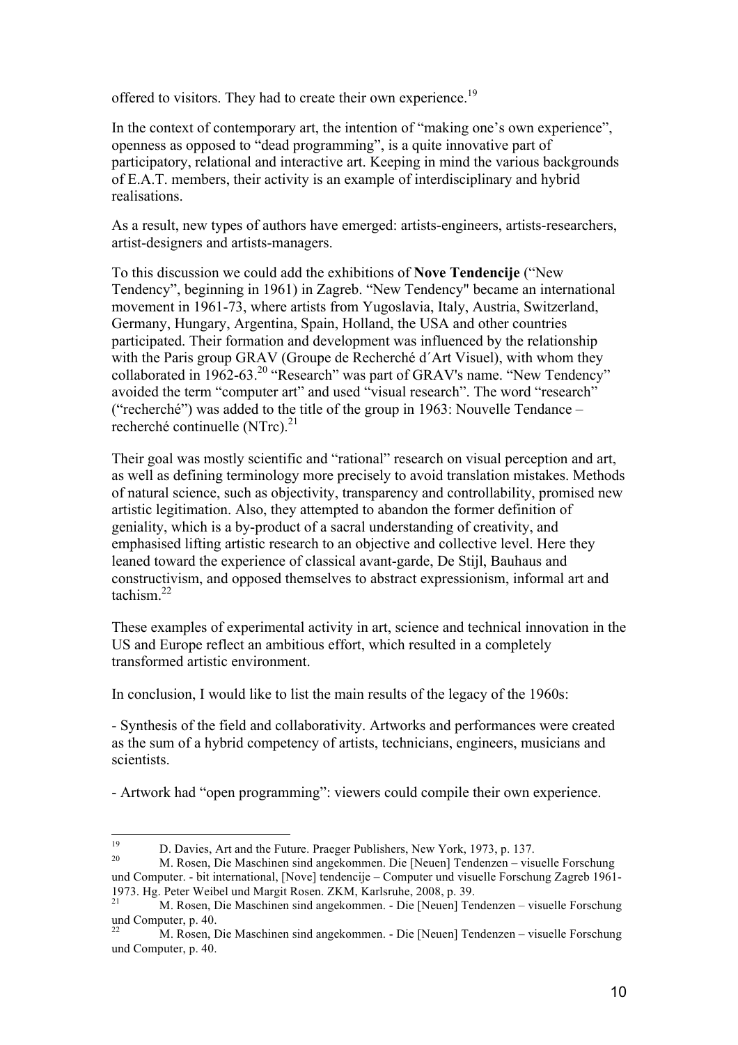offered to visitors. They had to create their own experience.[19]

In the context of contemporary art, the intention of "making one's own experience", openness as opposed to "dead programming", is a quite innovative part of participatory, relational and interactive art. Keeping in mind the various backgrounds of E.A.T. members, their activity is an example of interdisciplinary and hybrid realisations.

As a result, new types of authors have emerged: artists-engineers, artists-researchers, artist-designers and artists-managers.

To this discussion we could add the exhibitions of **Nove Tendencije** ("New Tendency", beginning in 1961) in Zagreb. "New Tendency" became an international movement in 1961-73, where artists from Yugoslavia, Italy, Austria, Switzerland, Germany, Hungary, Argentina, Spain, Holland, the USA and other countries participated. Their formation and development was influenced by the relationship with the Paris group GRAV (Groupe de Recherché d´Art Visuel), with whom they collaborated in 1962-63.[20] "Research" was part of GRAV's name. "New Tendency" avoided the term "computer art" and used "visual research". The word "research" ("recherché") was added to the title of the group in 1963: Nouvelle Tendance – recherché continuelle (NTrc).[21]

Their goal was mostly scientific and "rational" research on visual perception and art, as well as defining terminology more precisely to avoid translation mistakes. Methods of natural science, such as objectivity, transparency and controllability, promised new artistic legitimation. Also, they attempted to abandon the former definition of geniality, which is a by-product of a sacral understanding of creativity, and emphasised lifting artistic research to an objective and collective level. Here they leaned toward the experience of classical avant-garde, De Stijl, Bauhaus and constructivism, and opposed themselves to abstract expressionism, informal art and tachism.[22]

These examples of experimental activity in art, science and technical innovation in the US and Europe reflect an ambitious effort, which resulted in a completely transformed artistic environment.

In conclusion, I would like to list the main results of the legacy of the 1960s:

- Synthesis of the field and collaborativity. Artworks and performances were created as the sum of a hybrid competency of artists, technicians, engineers, musicians and scientists.

- Artwork had "open programming": viewers could compile their own experience.

---

[19] D. Davies, Art and the Future. Praeger Publishers, New York, 1973, p. 137.

[20] M. Rosen, Die Maschinen sind angekommen. Die [Neuen] Tendenzen – visuelle Forschung und Computer. - bit international, [Nove] tendencije – Computer und visuelle Forschung Zagreb 1961-1973. Hg. Peter Weibel und Margit Rosen. ZKM, Karlsruhe, 2008, p. 39.

[21] M. Rosen, Die Maschinen sind angekommen. - Die [Neuen] Tendenzen – visuelle Forschung und Computer, p. 40.

[22] M. Rosen, Die Maschinen sind angekommen. - Die [Neuen] Tendenzen – visuelle Forschung und Computer, p. 40.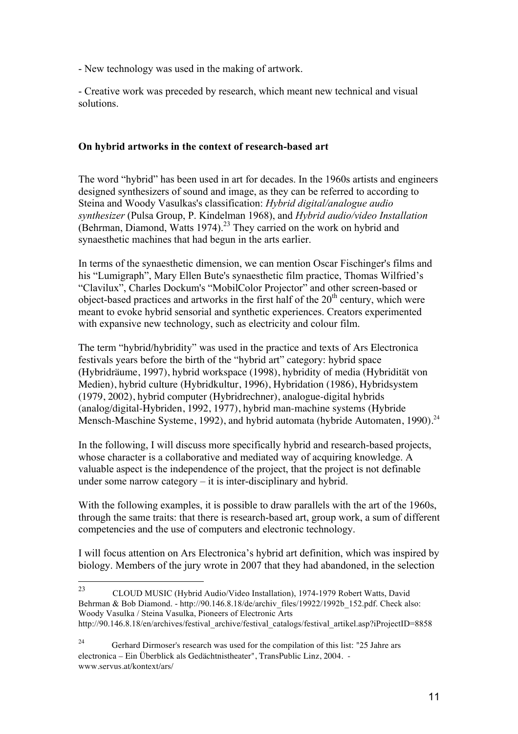- New technology was used in the making of artwork.

- Creative work was preceded by research, which meant new technical and visual solutions.

**On hybrid artworks in the context of research-based art**

The word "hybrid" has been used in art for decades. In the 1960s artists and engineers designed synthesizers of sound and image, as they can be referred to according to Steina and Woody Vasulkas's classification: *Hybrid digital/analogue audio synthesizer* (Pulsa Group, P. Kindelman 1968), and *Hybrid audio/video Installation* (Behrman, Diamond, Watts 1974).[23] They carried on the work on hybrid and synaesthetic machines that had begun in the arts earlier.

In terms of the synaesthetic dimension, we can mention Oscar Fischinger's films and his "Lumigraph", Mary Ellen Bute's synaesthetic film practice, Thomas Wilfried's "Clavilux", Charles Dockum's "MobilColor Projector" and other screen-based or object-based practices and artworks in the first half of the 20th century, which were meant to evoke hybrid sensorial and synthetic experiences. Creators experimented with expansive new technology, such as electricity and colour film.

The term "hybrid/hybridity" was used in the practice and texts of Ars Electronica festivals years before the birth of the "hybrid art" category: hybrid space (Hybridräume, 1997), hybrid workspace (1998), hybridity of media (Hybridität von Medien), hybrid culture (Hybridkultur, 1996), Hybridation (1986), Hybridsystem (1979, 2002), hybrid computer (Hybridrechner), analogue-digital hybrids (analog/digital-Hybriden, 1992, 1977), hybrid man-machine systems (Hybride Mensch-Maschine Systeme, 1992), and hybrid automata (hybride Automaten, 1990).[24]

In the following, I will discuss more specifically hybrid and research-based projects, whose character is a collaborative and mediated way of acquiring knowledge. A valuable aspect is the independence of the project, that the project is not definable under some narrow category – it is inter-disciplinary and hybrid.

With the following examples, it is possible to draw parallels with the art of the 1960s, through the same traits: that there is research-based art, group work, a sum of different competencies and the use of computers and electronic technology.

I will focus attention on Ars Electronica's hybrid art definition, which was inspired by biology. Members of the jury wrote in 2007 that they had abandoned, in the selection

---

[23] CLOUD MUSIC (Hybrid Audio/Video Installation), 1974-1979 Robert Watts, David Behrman & Bob Diamond. - http://90.146.8.18/de/archiv_files/19922/1992b_152.pdf. Check also: Woody Vasulka / Steina Vasulka, Pioneers of Electronic Arts http://90.146.8.18/en/archives/festival_archive/festival_catalogs/festival_artikel.asp?iProjectID=8858

[24] Gerhard Dirmoser's research was used for the compilation of this list: "25 Jahre ars electronica – Ein Überblick als Gedächtnistheater", TransPublic Linz, 2004. - www.servus.at/kontext/ars/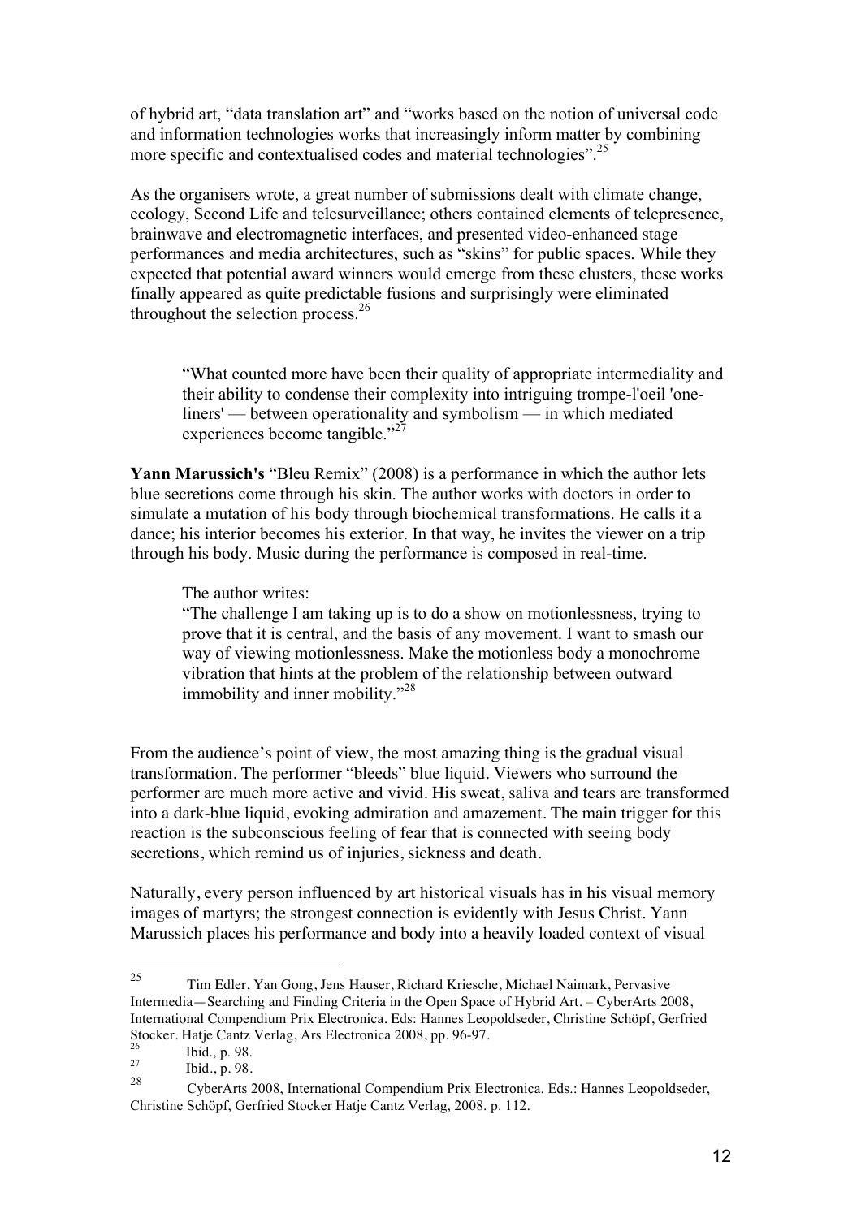of hybrid art, "data translation art" and "works based on the notion of universal code and information technologies works that increasingly inform matter by combining more specific and contextualised codes and material technologies".[25]

As the organisers wrote, a great number of submissions dealt with climate change, ecology, Second Life and telesurveillance; others contained elements of telepresence, brainwave and electromagnetic interfaces, and presented video-enhanced stage performances and media architectures, such as "skins" for public spaces. While they expected that potential award winners would emerge from these clusters, these works finally appeared as quite predictable fusions and surprisingly were eliminated throughout the selection process.[26]

> "What counted more have been their quality of appropriate intermediality and their ability to condense their complexity into intriguing trompe-l'oeil 'one-liners' — between operationality and symbolism — in which mediated experiences become tangible."[27]

**Yann Marussich's** "Bleu Remix" (2008) is a performance in which the author lets blue secretions come through his skin. The author works with doctors in order to simulate a mutation of his body through biochemical transformations. He calls it a dance; his interior becomes his exterior. In that way, he invites the viewer on a trip through his body. Music during the performance is composed in real-time.

> The author writes:
> "The challenge I am taking up is to do a show on motionlessness, trying to prove that it is central, and the basis of any movement. I want to smash our way of viewing motionlessness. Make the motionless body a monochrome vibration that hints at the problem of the relationship between outward immobility and inner mobility."[28]

From the audience's point of view, the most amazing thing is the gradual visual transformation. The performer "bleeds" blue liquid. Viewers who surround the performer are much more active and vivid. His sweat, saliva and tears are transformed into a dark-blue liquid, evoking admiration and amazement. The main trigger for this reaction is the subconscious feeling of fear that is connected with seeing body secretions, which remind us of injuries, sickness and death.

Naturally, every person influenced by art historical visuals has in his visual memory images of martyrs; the strongest connection is evidently with Jesus Christ. Yann Marussich places his performance and body into a heavily loaded context of visual

---

[25] Tim Edler, Yan Gong, Jens Hauser, Richard Kriesche, Michael Naimark, Pervasive Intermedia—Searching and Finding Criteria in the Open Space of Hybrid Art. – CyberArts 2008, International Compendium Prix Electronica. Eds: Hannes Leopoldseder, Christine Schöpf, Gerfried Stocker. Hatje Cantz Verlag, Ars Electronica 2008, pp. 96-97.

[26] Ibid., p. 98.

[27] Ibid., p. 98.

[28] CyberArts 2008, International Compendium Prix Electronica. Eds.: Hannes Leopoldseder, Christine Schöpf, Gerfried Stocker Hatje Cantz Verlag, 2008. p. 112.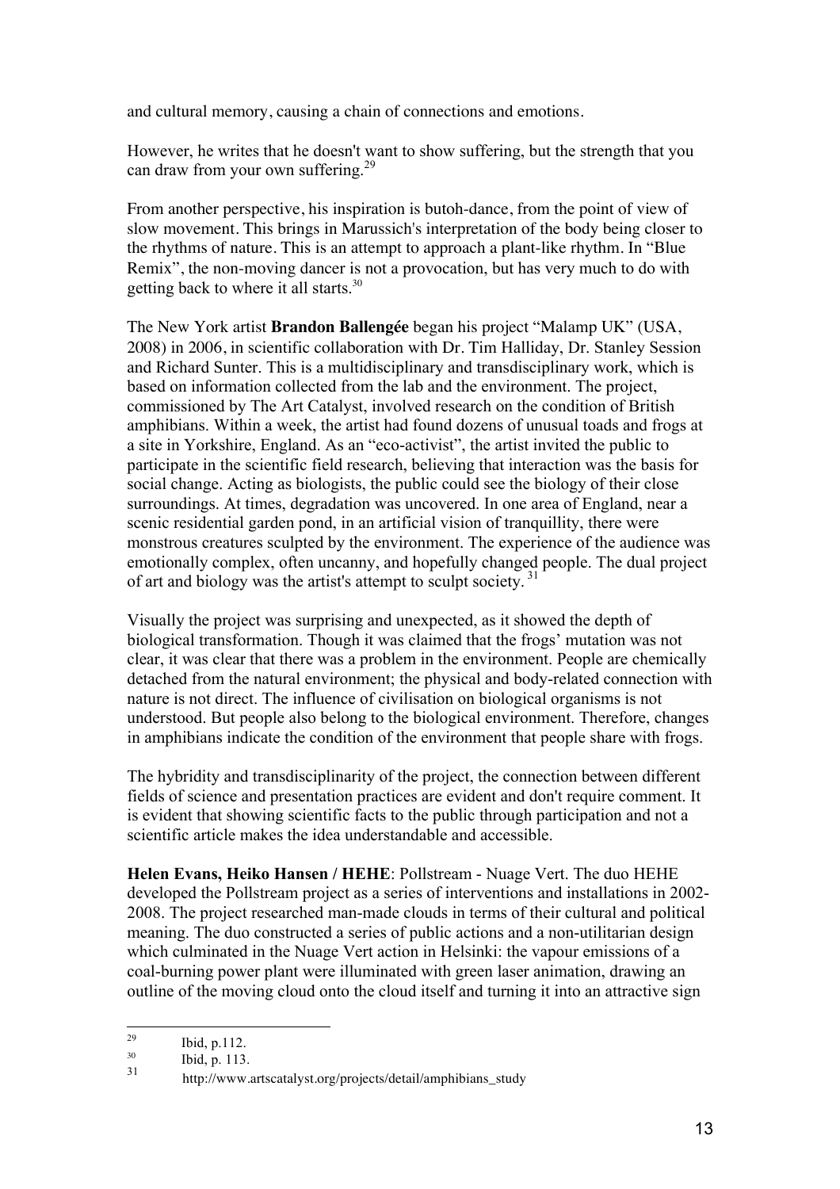and cultural memory, causing a chain of connections and emotions.

However, he writes that he doesn't want to show suffering, but the strength that you can draw from your own suffering.[29]

From another perspective, his inspiration is butoh-dance, from the point of view of slow movement. This brings in Marussich's interpretation of the body being closer to the rhythms of nature. This is an attempt to approach a plant-like rhythm. In "Blue Remix", the non-moving dancer is not a provocation, but has very much to do with getting back to where it all starts.[30]

The New York artist **Brandon Ballengée** began his project "Malamp UK" (USA, 2008) in 2006, in scientific collaboration with Dr. Tim Halliday, Dr. Stanley Session and Richard Sunter. This is a multidisciplinary and transdisciplinary work, which is based on information collected from the lab and the environment. The project, commissioned by The Art Catalyst, involved research on the condition of British amphibians. Within a week, the artist had found dozens of unusual toads and frogs at a site in Yorkshire, England. As an "eco-activist", the artist invited the public to participate in the scientific field research, believing that interaction was the basis for social change. Acting as biologists, the public could see the biology of their close surroundings. At times, degradation was uncovered. In one area of England, near a scenic residential garden pond, in an artificial vision of tranquillity, there were monstrous creatures sculpted by the environment. The experience of the audience was emotionally complex, often uncanny, and hopefully changed people. The dual project of art and biology was the artist's attempt to sculpt society.[31]

Visually the project was surprising and unexpected, as it showed the depth of biological transformation. Though it was claimed that the frogs' mutation was not clear, it was clear that there was a problem in the environment. People are chemically detached from the natural environment; the physical and body-related connection with nature is not direct. The influence of civilisation on biological organisms is not understood. But people also belong to the biological environment. Therefore, changes in amphibians indicate the condition of the environment that people share with frogs.

The hybridity and transdisciplinarity of the project, the connection between different fields of science and presentation practices are evident and don't require comment. It is evident that showing scientific facts to the public through participation and not a scientific article makes the idea understandable and accessible.

**Helen Evans, Heiko Hansen / HEHE**: Pollstream - Nuage Vert. The duo HEHE developed the Pollstream project as a series of interventions and installations in 2002-2008. The project researched man-made clouds in terms of their cultural and political meaning. The duo constructed a series of public actions and a non-utilitarian design which culminated in the Nuage Vert action in Helsinki: the vapour emissions of a coal-burning power plant were illuminated with green laser animation, drawing an outline of the moving cloud onto the cloud itself and turning it into an attractive sign

---

[29] Ibid, p.112.

[30] Ibid, p. 113.

[31] http://www.artscatalyst.org/projects/detail/amphibians_study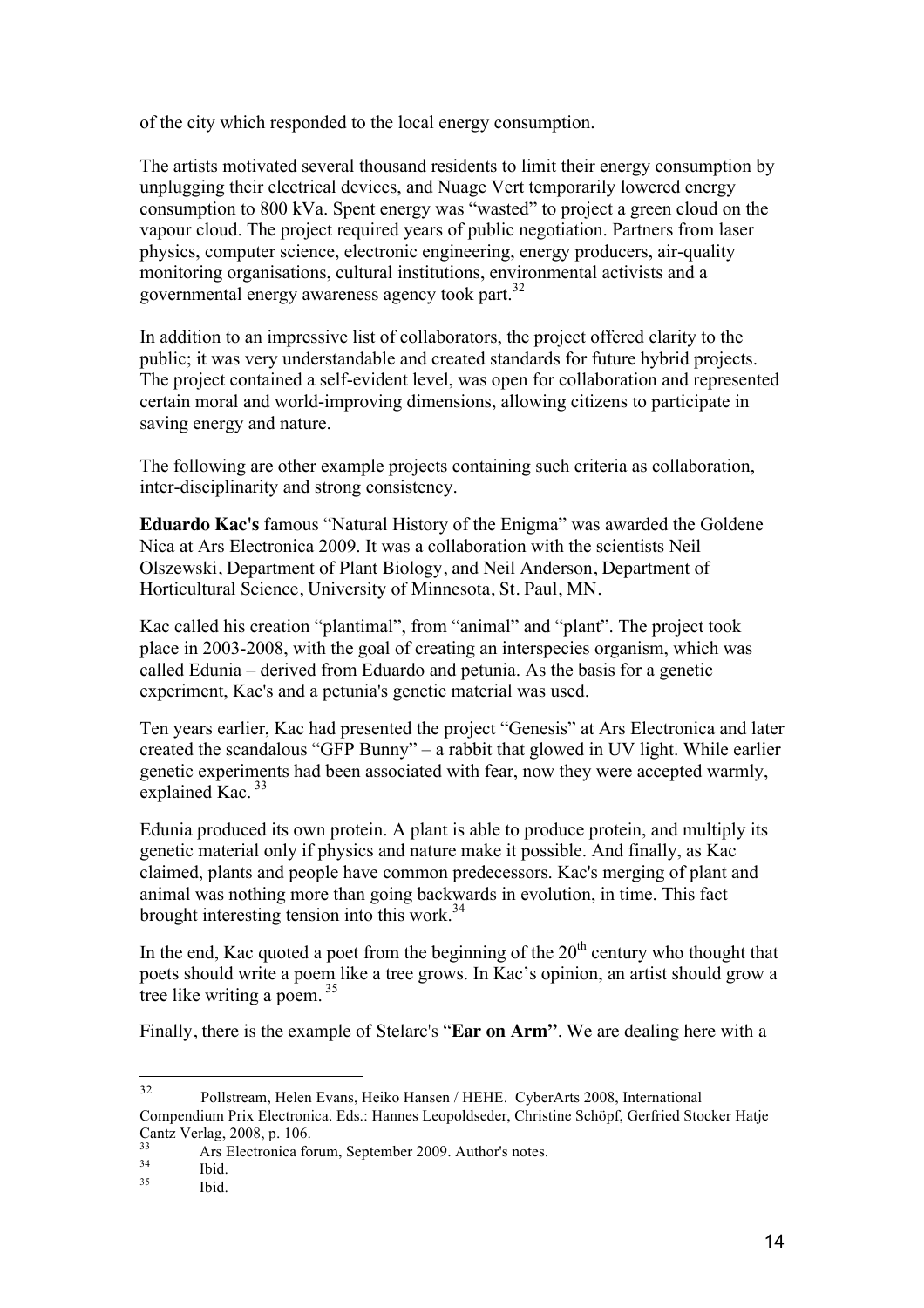of the city which responded to the local energy consumption.

The artists motivated several thousand residents to limit their energy consumption by unplugging their electrical devices, and Nuage Vert temporarily lowered energy consumption to 800 kVa. Spent energy was "wasted" to project a green cloud on the vapour cloud. The project required years of public negotiation. Partners from laser physics, computer science, electronic engineering, energy producers, air-quality monitoring organisations, cultural institutions, environmental activists and a governmental energy awareness agency took part.[32]

In addition to an impressive list of collaborators, the project offered clarity to the public; it was very understandable and created standards for future hybrid projects. The project contained a self-evident level, was open for collaboration and represented certain moral and world-improving dimensions, allowing citizens to participate in saving energy and nature.

The following are other example projects containing such criteria as collaboration, inter-disciplinarity and strong consistency.

**Eduardo Kac's** famous "Natural History of the Enigma" was awarded the Goldene Nica at Ars Electronica 2009. It was a collaboration with the scientists Neil Olszewski, Department of Plant Biology, and Neil Anderson, Department of Horticultural Science, University of Minnesota, St. Paul, MN.

Kac called his creation "plantimal", from "animal" and "plant". The project took place in 2003-2008, with the goal of creating an interspecies organism, which was called Edunia – derived from Eduardo and petunia. As the basis for a genetic experiment, Kac's and a petunia's genetic material was used.

Ten years earlier, Kac had presented the project "Genesis" at Ars Electronica and later created the scandalous "GFP Bunny" – a rabbit that glowed in UV light. While earlier genetic experiments had been associated with fear, now they were accepted warmly, explained Kac.[33]

Edunia produced its own protein. A plant is able to produce protein, and multiply its genetic material only if physics and nature make it possible. And finally, as Kac claimed, plants and people have common predecessors. Kac's merging of plant and animal was nothing more than going backwards in evolution, in time. This fact brought interesting tension into this work.[34]

In the end, Kac quoted a poet from the beginning of the 20th century who thought that poets should write a poem like a tree grows. In Kac's opinion, an artist should grow a tree like writing a poem.[35]

Finally, there is the example of Stelarc's "**Ear on Arm"**. We are dealing here with a

---

[32] Pollstream, Helen Evans, Heiko Hansen / HEHE. CyberArts 2008, International Compendium Prix Electronica. Eds.: Hannes Leopoldseder, Christine Schöpf, Gerfried Stocker Hatje Cantz Verlag, 2008, p. 106.

[33] Ars Electronica forum, September 2009. Author's notes.

[34] Ibid.

[35] Ibid.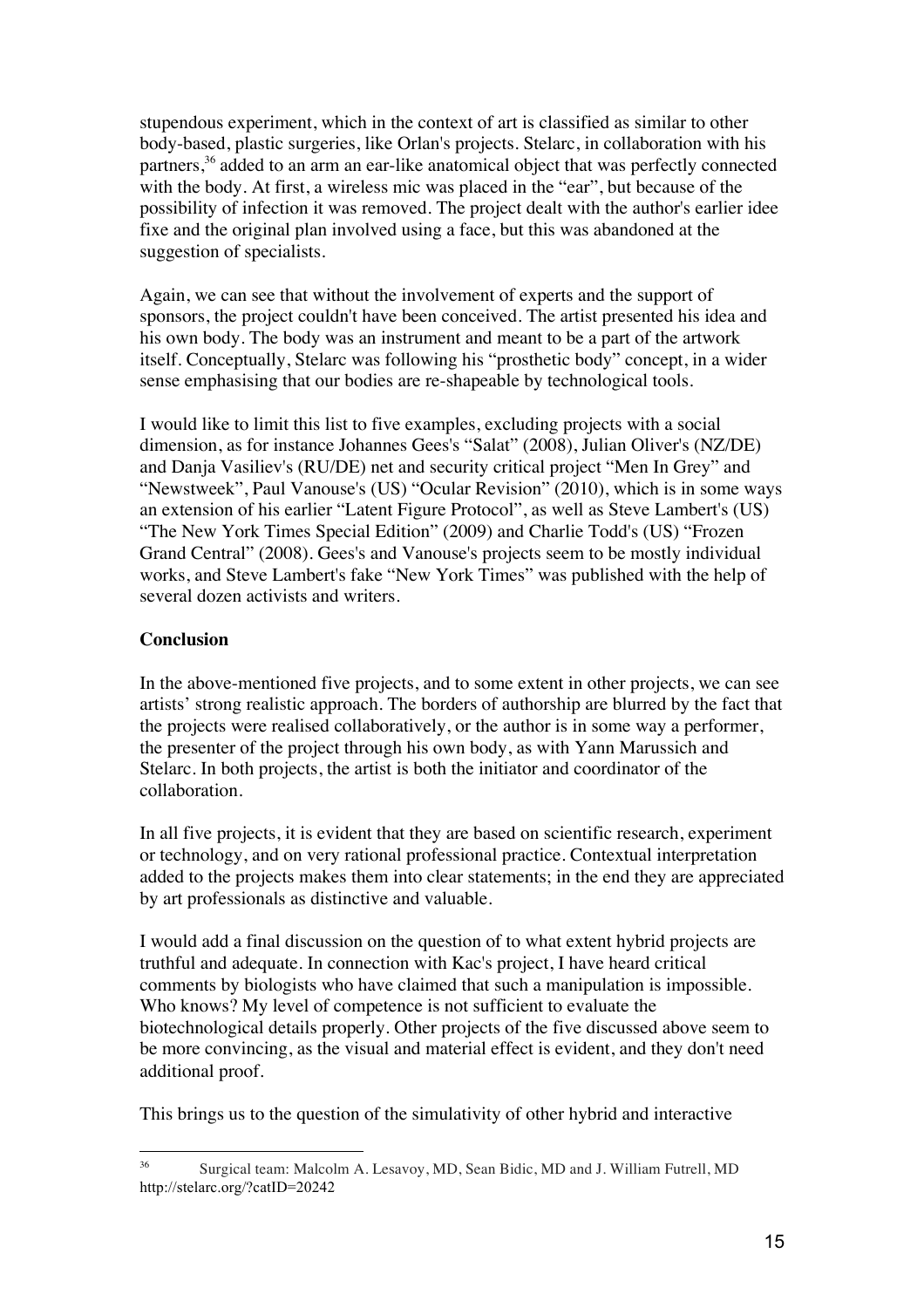stupendous experiment, which in the context of art is classified as similar to other body-based, plastic surgeries, like Orlan's projects. Stelarc, in collaboration with his partners,[36] added to an arm an ear-like anatomical object that was perfectly connected with the body. At first, a wireless mic was placed in the "ear", but because of the possibility of infection it was removed. The project dealt with the author's earlier idee fixe and the original plan involved using a face, but this was abandoned at the suggestion of specialists.

Again, we can see that without the involvement of experts and the support of sponsors, the project couldn't have been conceived. The artist presented his idea and his own body. The body was an instrument and meant to be a part of the artwork itself. Conceptually, Stelarc was following his "prosthetic body" concept, in a wider sense emphasising that our bodies are re-shapeable by technological tools.

I would like to limit this list to five examples, excluding projects with a social dimension, as for instance Johannes Gees's "Salat" (2008), Julian Oliver's (NZ/DE) and Danja Vasiliev's (RU/DE) net and security critical project "Men In Grey" and "Newstweek", Paul Vanouse's (US) "Ocular Revision" (2010), which is in some ways an extension of his earlier "Latent Figure Protocol", as well as Steve Lambert's (US) "The New York Times Special Edition" (2009) and Charlie Todd's (US) "Frozen Grand Central" (2008). Gees's and Vanouse's projects seem to be mostly individual works, and Steve Lambert's fake "New York Times" was published with the help of several dozen activists and writers.

**Conclusion**

In the above-mentioned five projects, and to some extent in other projects, we can see artists' strong realistic approach. The borders of authorship are blurred by the fact that the projects were realised collaboratively, or the author is in some way a performer, the presenter of the project through his own body, as with Yann Marussich and Stelarc. In both projects, the artist is both the initiator and coordinator of the collaboration.

In all five projects, it is evident that they are based on scientific research, experiment or technology, and on very rational professional practice. Contextual interpretation added to the projects makes them into clear statements; in the end they are appreciated by art professionals as distinctive and valuable.

I would add a final discussion on the question of to what extent hybrid projects are truthful and adequate. In connection with Kac's project, I have heard critical comments by biologists who have claimed that such a manipulation is impossible. Who knows? My level of competence is not sufficient to evaluate the biotechnological details properly. Other projects of the five discussed above seem to be more convincing, as the visual and material effect is evident, and they don't need additional proof.

This brings us to the question of the simulativity of other hybrid and interactive

---

[36] Surgical team: Malcolm A. Lesavoy, MD, Sean Bidic, MD and J. William Futrell, MD http://stelarc.org/?catID=20242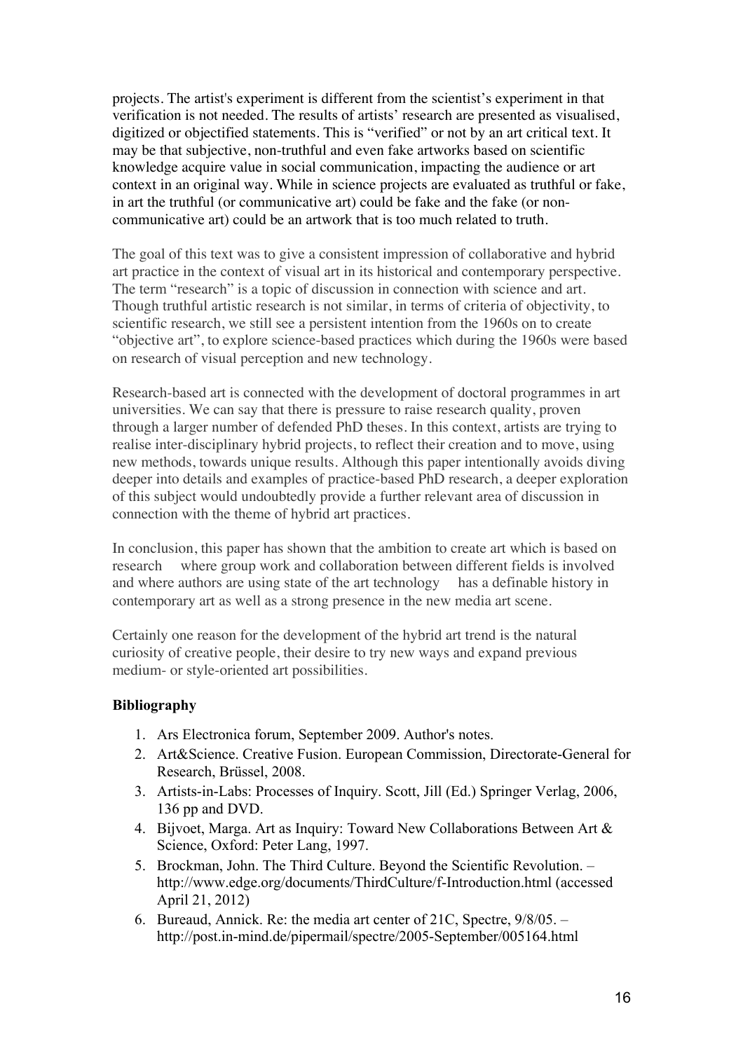projects. The artist's experiment is different from the scientist's experiment in that verification is not needed. The results of artists' research are presented as visualised, digitized or objectified statements. This is "verified" or not by an art critical text. It may be that subjective, non-truthful and even fake artworks based on scientific knowledge acquire value in social communication, impacting the audience or art context in an original way. While in science projects are evaluated as truthful or fake, in art the truthful (or communicative art) could be fake and the fake (or non-communicative art) could be an artwork that is too much related to truth.

The goal of this text was to give a consistent impression of collaborative and hybrid art practice in the context of visual art in its historical and contemporary perspective. The term "research" is a topic of discussion in connection with science and art. Though truthful artistic research is not similar, in terms of criteria of objectivity, to scientific research, we still see a persistent intention from the 1960s on to create "objective art", to explore science-based practices which during the 1960s were based on research of visual perception and new technology.

Research-based art is connected with the development of doctoral programmes in art universities. We can say that there is pressure to raise research quality, proven through a larger number of defended PhD theses. In this context, artists are trying to realise inter-disciplinary hybrid projects, to reflect their creation and to move, using new methods, towards unique results. Although this paper intentionally avoids diving deeper into details and examples of practice-based PhD research, a deeper exploration of this subject would undoubtedly provide a further relevant area of discussion in connection with the theme of hybrid art practices.

In conclusion, this paper has shown that the ambition to create art which is based on research where group work and collaboration between different fields is involved and where authors are using state of the art technology has a definable history in contemporary art as well as a strong presence in the new media art scene.

Certainly one reason for the development of the hybrid art trend is the natural curiosity of creative people, their desire to try new ways and expand previous medium- or style-oriented art possibilities.

**Bibliography**

1. Ars Electronica forum, September 2009. Author's notes.
2. Art&Science. Creative Fusion. European Commission, Directorate-General for Research, Brüssel, 2008.
3. Artists-in-Labs: Processes of Inquiry. Scott, Jill (Ed.) Springer Verlag, 2006, 136 pp and DVD.
4. Bijvoet, Marga. Art as Inquiry: Toward New Collaborations Between Art & Science, Oxford: Peter Lang, 1997.
5. Brockman, John. The Third Culture. Beyond the Scientific Revolution. – http://www.edge.org/documents/ThirdCulture/f-Introduction.html (accessed April 21, 2012)
6. Bureaud, Annick. Re: the media art center of 21C, Spectre, 9/8/05. – http://post.in-mind.de/pipermail/spectre/2005-September/005164.html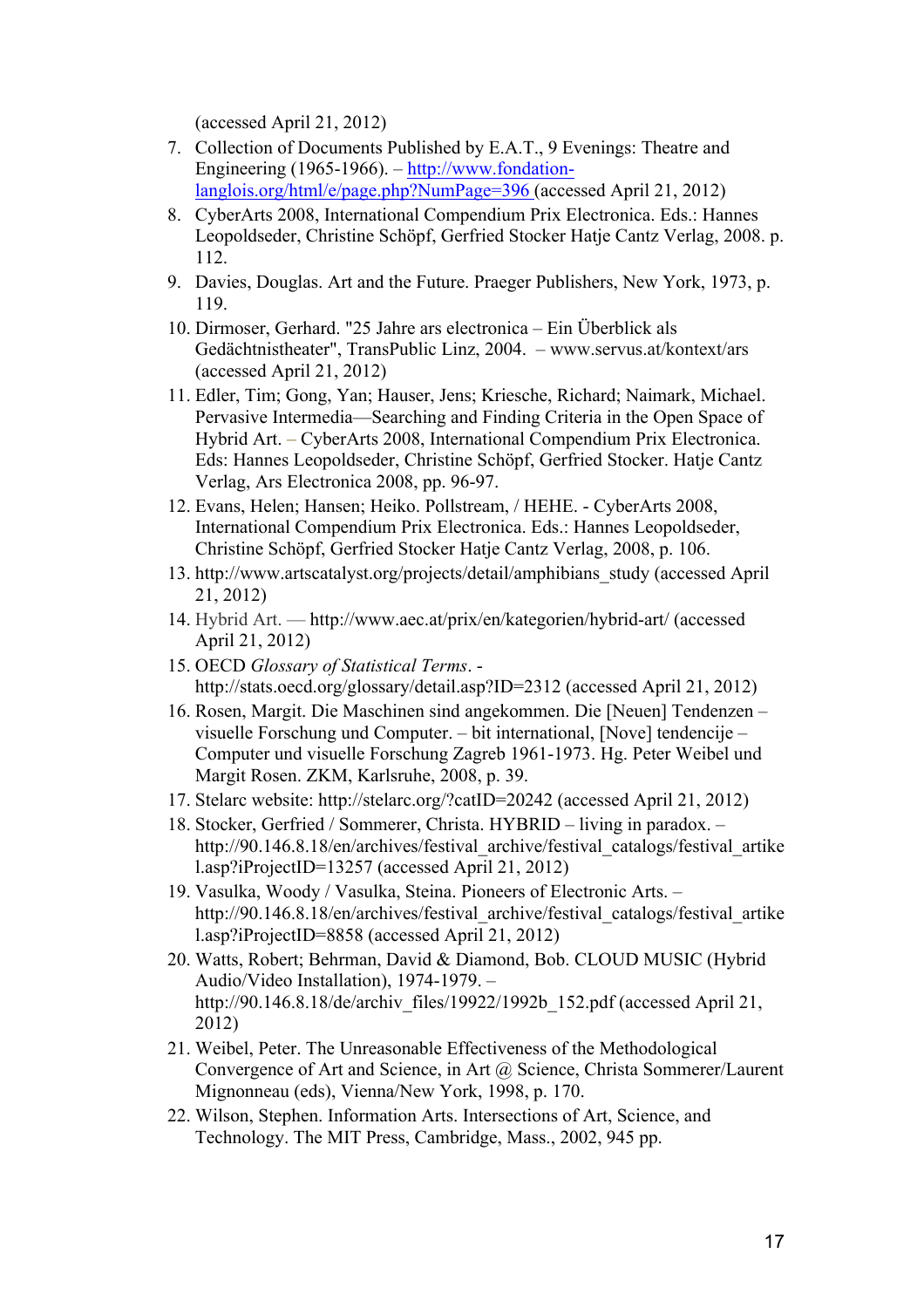(accessed April 21, 2012)

7. Collection of Documents Published by E.A.T., 9 Evenings: Theatre and Engineering (1965-1966). – http://www.fondation-langlois.org/html/e/page.php?NumPage=396 (accessed April 21, 2012)
8. CyberArts 2008, International Compendium Prix Electronica. Eds.: Hannes Leopoldseder, Christine Schöpf, Gerfried Stocker Hatje Cantz Verlag, 2008. p. 112.
9. Davies, Douglas. Art and the Future. Praeger Publishers, New York, 1973, p. 119.
10. Dirmoser, Gerhard. "25 Jahre ars electronica – Ein Überblick als Gedächtnistheater", TransPublic Linz, 2004. – www.servus.at/kontext/ars (accessed April 21, 2012)
11. Edler, Tim; Gong, Yan; Hauser, Jens; Kriesche, Richard; Naimark, Michael. Pervasive Intermedia—Searching and Finding Criteria in the Open Space of Hybrid Art. – CyberArts 2008, International Compendium Prix Electronica. Eds: Hannes Leopoldseder, Christine Schöpf, Gerfried Stocker. Hatje Cantz Verlag, Ars Electronica 2008, pp. 96-97.
12. Evans, Helen; Hansen; Heiko. Pollstream, / HEHE. - CyberArts 2008, International Compendium Prix Electronica. Eds.: Hannes Leopoldseder, Christine Schöpf, Gerfried Stocker Hatje Cantz Verlag, 2008, p. 106.
13. http://www.artscatalyst.org/projects/detail/amphibians_study (accessed April 21, 2012)
14. Hybrid Art. — http://www.aec.at/prix/en/kategorien/hybrid-art/ (accessed April 21, 2012)
15. OECD *Glossary of Statistical Terms*. - http://stats.oecd.org/glossary/detail.asp?ID=2312 (accessed April 21, 2012)
16. Rosen, Margit. Die Maschinen sind angekommen. Die [Neuen] Tendenzen – visuelle Forschung und Computer. – bit international, [Nove] tendencije – Computer und visuelle Forschung Zagreb 1961-1973. Hg. Peter Weibel und Margit Rosen. ZKM, Karlsruhe, 2008, p. 39.
17. Stelarc website: http://stelarc.org/?catID=20242 (accessed April 21, 2012)
18. Stocker, Gerfried / Sommerer, Christa. HYBRID – living in paradox. – http://90.146.8.18/en/archives/festival_archive/festival_catalogs/festival_artikel.asp?iProjectID=13257 (accessed April 21, 2012)
19. Vasulka, Woody / Vasulka, Steina. Pioneers of Electronic Arts. – http://90.146.8.18/en/archives/festival_archive/festival_catalogs/festival_artikel.asp?iProjectID=8858 (accessed April 21, 2012)
20. Watts, Robert; Behrman, David & Diamond, Bob. CLOUD MUSIC (Hybrid Audio/Video Installation), 1974-1979. – http://90.146.8.18/de/archiv_files/19922/1992b_152.pdf (accessed April 21, 2012)
21. Weibel, Peter. The Unreasonable Effectiveness of the Methodological Convergence of Art and Science, in Art @ Science, Christa Sommerer/Laurent Mignonneau (eds), Vienna/New York, 1998, p. 170.
22. Wilson, Stephen. Information Arts. Intersections of Art, Science, and Technology. The MIT Press, Cambridge, Mass., 2002, 945 pp.